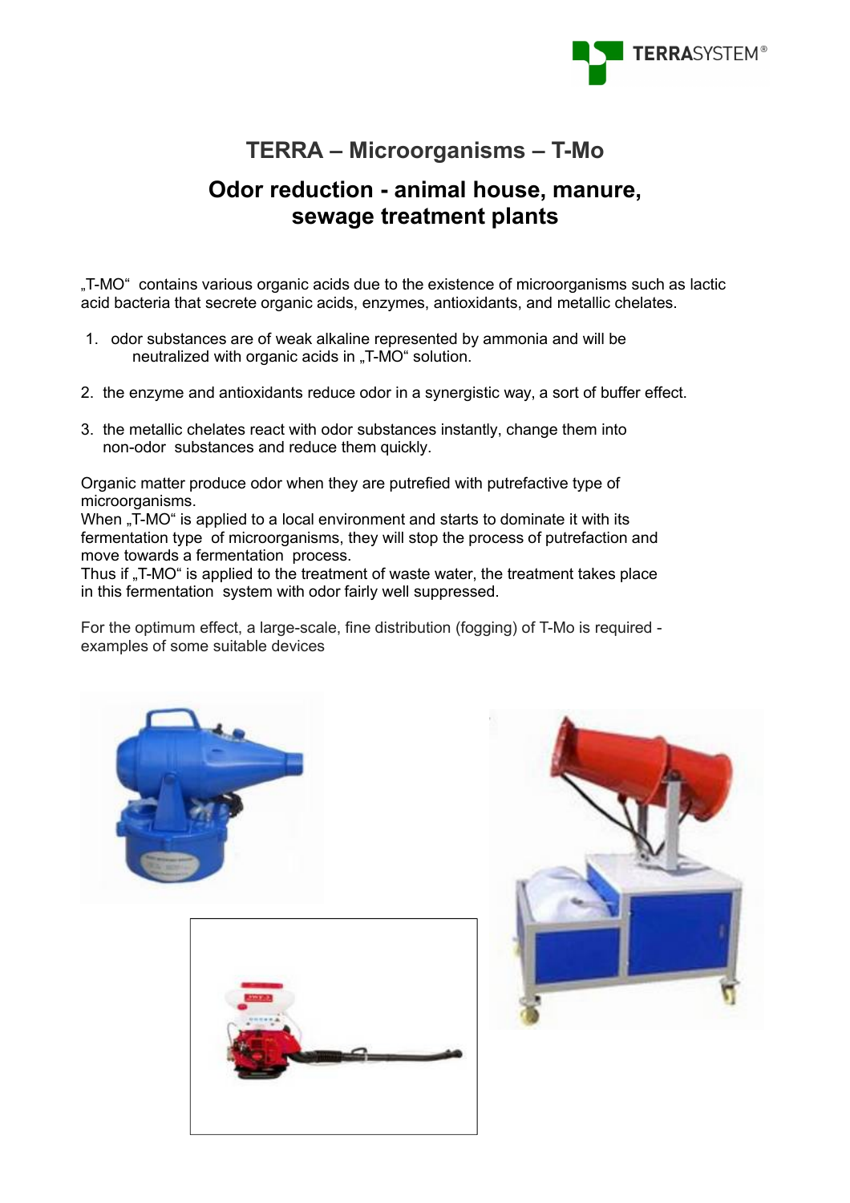# TERRA – Microorganisms – T-Mo

## Odor reduction - animal house, manure, sewage treatment plants

„T-MO“ contains various organic acids due to the existence of microorganisms such as lactic acid bacteria that secrete organic acids, enzymes, antioxidants, and metallic chelates.

1. odor substances are of weak alkaline represented by ammonia and will be neutralized with organic acids in „T-MO“ solution.

2. the enzyme and antioxidants reduce odor in a synergistic way, a sort of buffer effect.

3. the metallic chelates react with odor substances instantly, change them into non-odor substances and reduce them quickly.

Organic matter produce odor when they are putrefied with putrefactive type of microorganisms.
When „T-MO“ is applied to a local environment and starts to dominate it with its fermentation type of microorganisms, they will stop the process of putrefaction and move towards a fermentation process.
Thus if „T-MO“ is applied to the treatment of waste water, the treatment takes place in this fermentation system with odor fairly well suppressed.

For the optimum effect, a large-scale, fine distribution (fogging) of T-Mo is required - examples of some suitable devices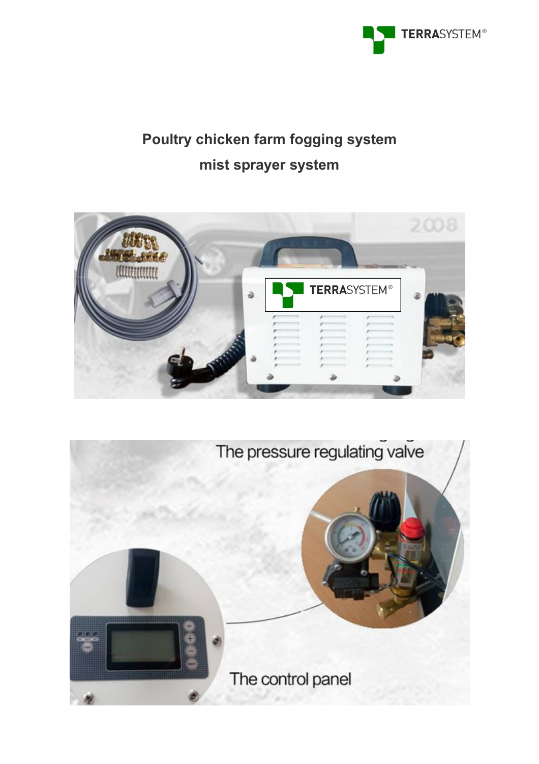## Poultry chicken farm fogging system

## mist sprayer system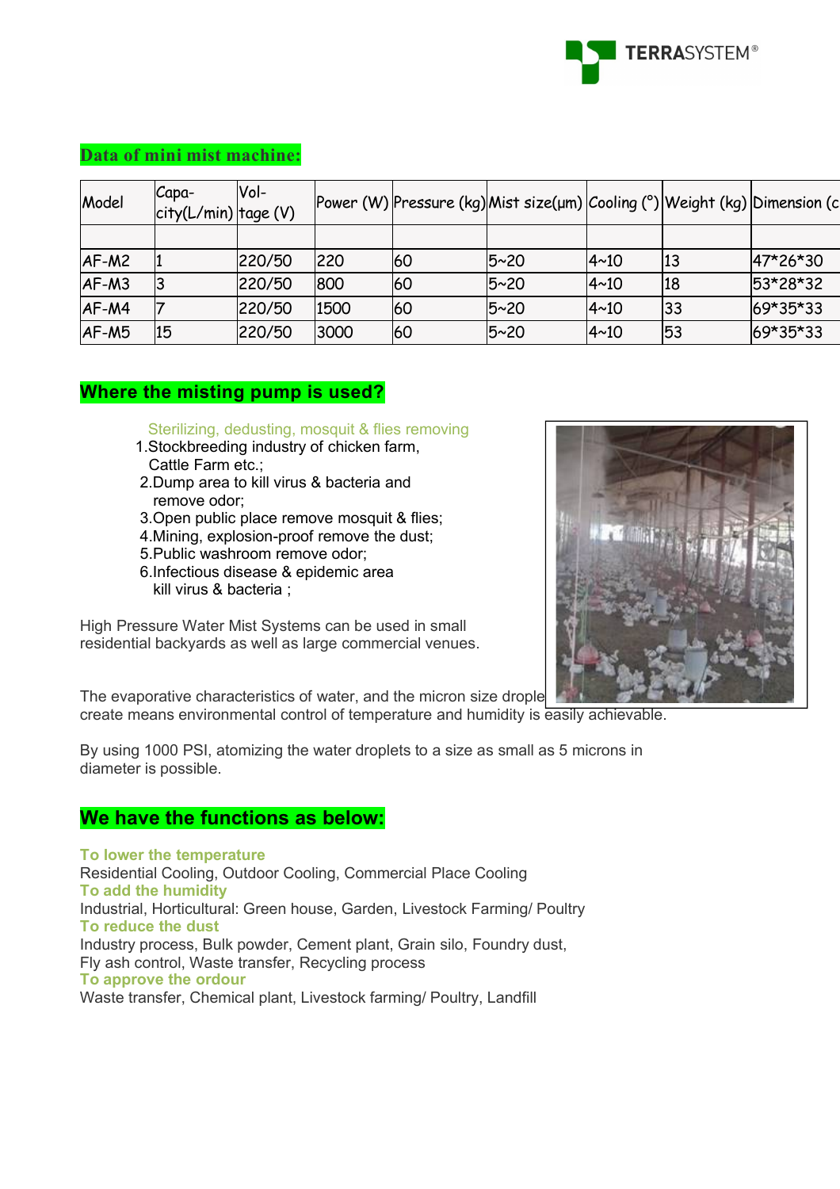## Data of mini mist machine:

| Model | Capa-city(L/min) | Vol-tage (V) | Power (W) | Pressure (kg) | Mist size(μm) | Cooling (°) | Weight (kg) | Dimension (c |
|---|---|---|---|---|---|---|---|---|
| | | | | | | | | |
| AF-M2 | 1 | 220/50 | 220 | 60 | 5~20 | 4~10 | 13 | 47*26*30 |
| AF-M3 | 3 | 220/50 | 800 | 60 | 5~20 | 4~10 | 18 | 53*28*32 |
| AF-M4 | 7 | 220/50 | 1500 | 60 | 5~20 | 4~10 | 33 | 69*35*33 |
| AF-M5 | 15 | 220/50 | 3000 | 60 | 5~20 | 4~10 | 53 | 69*35*33 |

## Where the misting pump is used?

Sterilizing, dedusting, mosquit & flies removing

1. Stockbreeding industry of chicken farm, Cattle Farm etc.;
2. Dump area to kill virus & bacteria and remove odor;
3. Open public place remove mosquit & flies;
4. Mining, explosion-proof remove the dust;
5. Public washroom remove odor;
6. Infectious disease & epidemic area kill virus & bacteria ;

High Pressure Water Mist Systems can be used in small residential backyards as well as large commercial venues.

The evaporative characteristics of water, and the micron size drople create means environmental control of temperature and humidity is easily achievable.

By using 1000 PSI, atomizing the water droplets to a size as small as 5 microns in diameter is possible.

## We have the functions as below:

**To lower the temperature**
Residential Cooling, Outdoor Cooling, Commercial Place Cooling

**To add the humidity**
Industrial, Horticultural: Green house, Garden, Livestock Farming/ Poultry

**To reduce the dust**
Industry process, Bulk powder, Cement plant, Grain silo, Foundry dust, Fly ash control, Waste transfer, Recycling process

**To approve the ordour**
Waste transfer, Chemical plant, Livestock farming/ Poultry, Landfill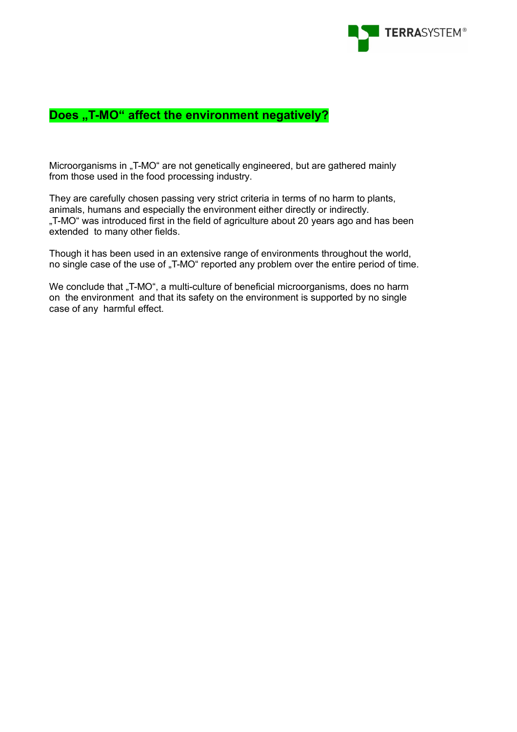## Does „T-MO“ affect the environment negatively?

Microorganisms in „T-MO“ are not genetically engineered, but are gathered mainly from those used in the food processing industry.

They are carefully chosen passing very strict criteria in terms of no harm to plants, animals, humans and especially the environment either directly or indirectly. „T-MO“ was introduced first in the field of agriculture about 20 years ago and has been extended to many other fields.

Though it has been used in an extensive range of environments throughout the world, no single case of the use of „T-MO“ reported any problem over the entire period of time.

We conclude that „T-MO“, a multi-culture of beneficial microorganisms, does no harm on the environment and that its safety on the environment is supported by no single case of any harmful effect.